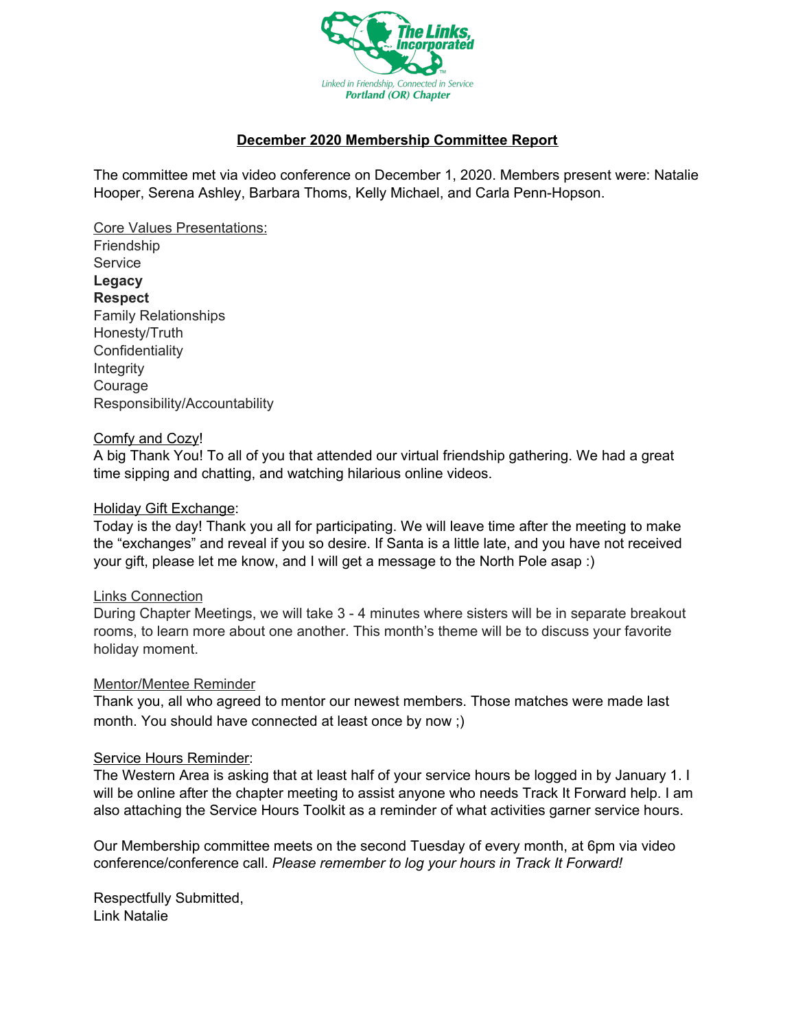The Links, Incorporated

Linked in Friendship, Connected in Service

Portland (OR) Chapter

# December 2020 Membership Committee Report

The committee met via video conference on December 1, 2020. Members present were: Natalie Hooper, Serena Ashley, Barbara Thoms, Kelly Michael, and Carla Penn-Hopson.

Core Values Presentations:

Friendship
Service
**Legacy**
**Respect**
Family Relationships
Honesty/Truth
Confidentiality
Integrity
Courage
Responsibility/Accountability

Comfy and Cozy!

A big Thank You! To all of you that attended our virtual friendship gathering. We had a great time sipping and chatting, and watching hilarious online videos.

Holiday Gift Exchange:

Today is the day! Thank you all for participating. We will leave time after the meeting to make the "exchanges" and reveal if you so desire. If Santa is a little late, and you have not received your gift, please let me know, and I will get a message to the North Pole asap :)

Links Connection

During Chapter Meetings, we will take 3 - 4 minutes where sisters will be in separate breakout rooms, to learn more about one another. This month's theme will be to discuss your favorite holiday moment.

Mentor/Mentee Reminder

Thank you, all who agreed to mentor our newest members. Those matches were made last month. You should have connected at least once by now ;)

Service Hours Reminder:

The Western Area is asking that at least half of your service hours be logged in by January 1. I will be online after the chapter meeting to assist anyone who needs Track It Forward help. I am also attaching the Service Hours Toolkit as a reminder of what activities garner service hours.

Our Membership committee meets on the second Tuesday of every month, at 6pm via video conference/conference call. *Please remember to log your hours in Track It Forward!*

Respectfully Submitted,
Link Natalie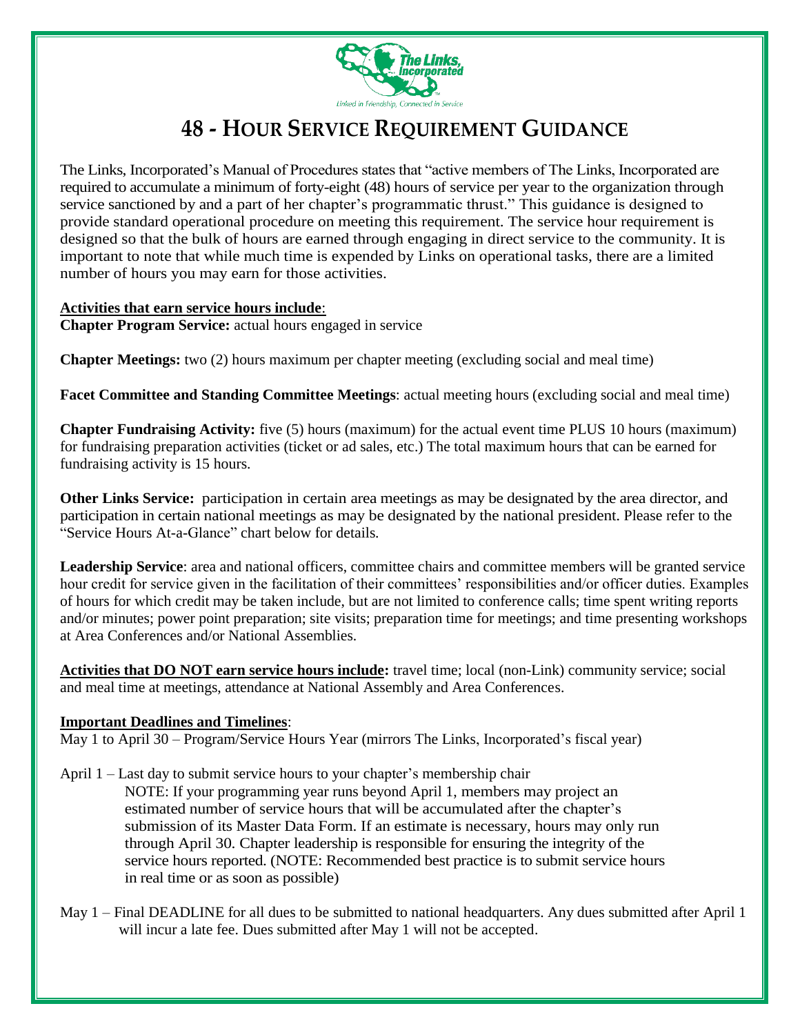# 48 - HOUR SERVICE REQUIREMENT GUIDANCE

The Links, Incorporated's Manual of Procedures states that "active members of The Links, Incorporated are required to accumulate a minimum of forty-eight (48) hours of service per year to the organization through service sanctioned by and a part of her chapter's programmatic thrust." This guidance is designed to provide standard operational procedure on meeting this requirement. The service hour requirement is designed so that the bulk of hours are earned through engaging in direct service to the community. It is important to note that while much time is expended by Links on operational tasks, there are a limited number of hours you may earn for those activities.

**Activities that earn service hours include**:

**Chapter Program Service:** actual hours engaged in service

**Chapter Meetings:** two (2) hours maximum per chapter meeting (excluding social and meal time)

**Facet Committee and Standing Committee Meetings**: actual meeting hours (excluding social and meal time)

**Chapter Fundraising Activity:** five (5) hours (maximum) for the actual event time PLUS 10 hours (maximum) for fundraising preparation activities (ticket or ad sales, etc.) The total maximum hours that can be earned for fundraising activity is 15 hours.

**Other Links Service:** participation in certain area meetings as may be designated by the area director, and participation in certain national meetings as may be designated by the national president. Please refer to the "Service Hours At-a-Glance" chart below for details.

**Leadership Service**: area and national officers, committee chairs and committee members will be granted service hour credit for service given in the facilitation of their committees' responsibilities and/or officer duties. Examples of hours for which credit may be taken include, but are not limited to conference calls; time spent writing reports and/or minutes; power point preparation; site visits; preparation time for meetings; and time presenting workshops at Area Conferences and/or National Assemblies.

**Activities that DO NOT earn service hours include:** travel time; local (non-Link) community service; social and meal time at meetings, attendance at National Assembly and Area Conferences.

**Important Deadlines and Timelines**:

May 1 to April 30 – Program/Service Hours Year (mirrors The Links, Incorporated's fiscal year)

April 1 – Last day to submit service hours to your chapter's membership chair

NOTE: If your programming year runs beyond April 1, members may project an estimated number of service hours that will be accumulated after the chapter's submission of its Master Data Form. If an estimate is necessary, hours may only run through April 30. Chapter leadership is responsible for ensuring the integrity of the service hours reported. (NOTE: Recommended best practice is to submit service hours in real time or as soon as possible)

May 1 – Final DEADLINE for all dues to be submitted to national headquarters. Any dues submitted after April 1 will incur a late fee. Dues submitted after May 1 will not be accepted.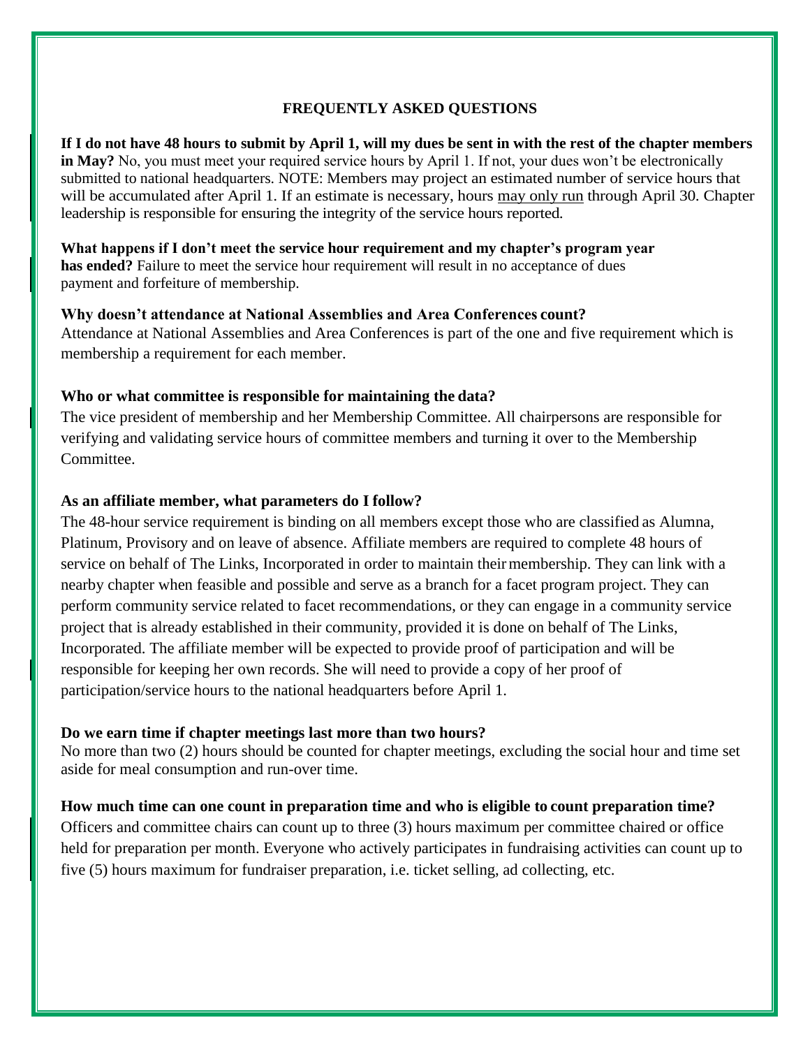## FREQUENTLY ASKED QUESTIONS

**If I do not have 48 hours to submit by April 1, will my dues be sent in with the rest of the chapter members in May?** No, you must meet your required service hours by April 1. If not, your dues won't be electronically submitted to national headquarters. NOTE: Members may project an estimated number of service hours that will be accumulated after April 1. If an estimate is necessary, hours <u>may only run</u> through April 30. Chapter leadership is responsible for ensuring the integrity of the service hours reported.

**What happens if I don't meet the service hour requirement and my chapter's program year has ended?** Failure to meet the service hour requirement will result in no acceptance of dues payment and forfeiture of membership.

**Why doesn't attendance at National Assemblies and Area Conferences count?**
Attendance at National Assemblies and Area Conferences is part of the one and five requirement which is membership a requirement for each member.

**Who or what committee is responsible for maintaining the data?**
The vice president of membership and her Membership Committee. All chairpersons are responsible for verifying and validating service hours of committee members and turning it over to the Membership Committee.

**As an affiliate member, what parameters do I follow?**
The 48-hour service requirement is binding on all members except those who are classified as Alumna, Platinum, Provisory and on leave of absence. Affiliate members are required to complete 48 hours of service on behalf of The Links, Incorporated in order to maintain their membership. They can link with a nearby chapter when feasible and possible and serve as a branch for a facet program project. They can perform community service related to facet recommendations, or they can engage in a community service project that is already established in their community, provided it is done on behalf of The Links, Incorporated. The affiliate member will be expected to provide proof of participation and will be responsible for keeping her own records. She will need to provide a copy of her proof of participation/service hours to the national headquarters before April 1.

**Do we earn time if chapter meetings last more than two hours?**
No more than two (2) hours should be counted for chapter meetings, excluding the social hour and time set aside for meal consumption and run-over time.

**How much time can one count in preparation time and who is eligible to count preparation time?**
Officers and committee chairs can count up to three (3) hours maximum per committee chaired or office held for preparation per month. Everyone who actively participates in fundraising activities can count up to five (5) hours maximum for fundraiser preparation, i.e. ticket selling, ad collecting, etc.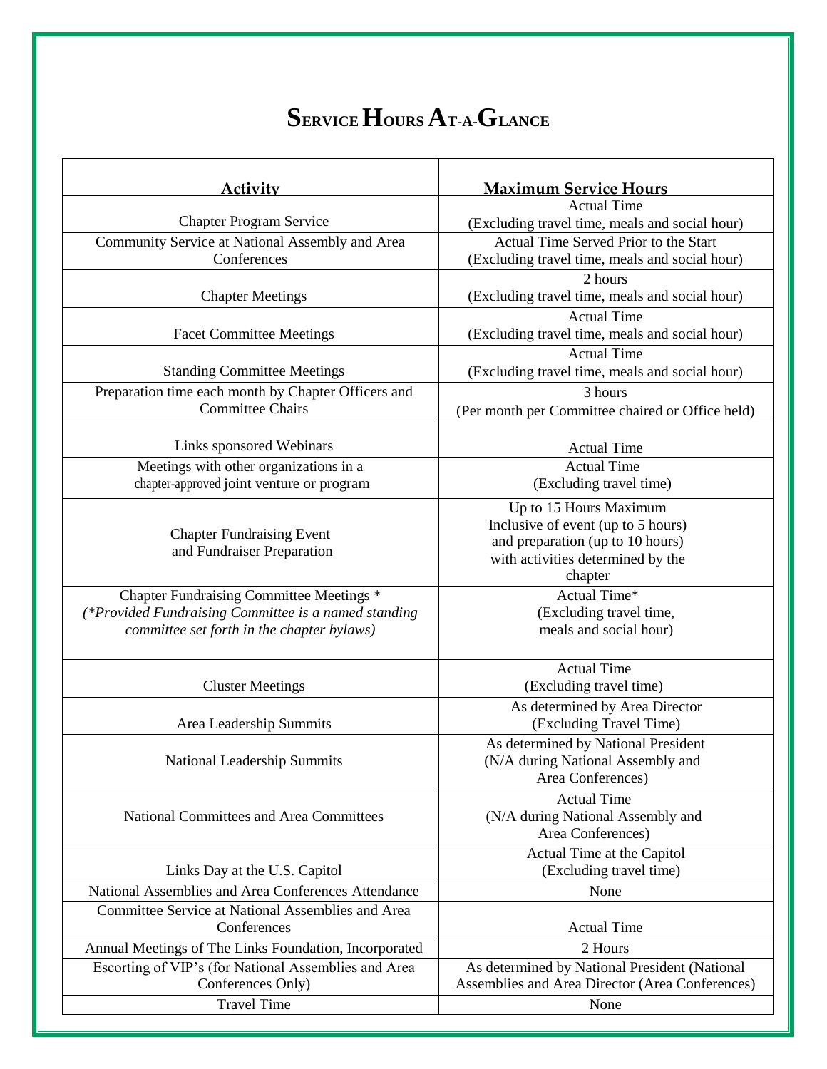# Service Hours At-A-Glance

| Activity | Maximum Service Hours |
|---|---|
| Chapter Program Service | Actual Time (Excluding travel time, meals and social hour) |
| Community Service at National Assembly and Area Conferences | Actual Time Served Prior to the Start (Excluding travel time, meals and social hour) |
| Chapter Meetings | 2 hours (Excluding travel time, meals and social hour) |
| Facet Committee Meetings | Actual Time (Excluding travel time, meals and social hour) |
| Standing Committee Meetings | Actual Time (Excluding travel time, meals and social hour) |
| Preparation time each month by Chapter Officers and Committee Chairs | 3 hours (Per month per Committee chaired or Office held) |
| Links sponsored Webinars | Actual Time |
| Meetings with other organizations in a chapter-approved joint venture or program | Actual Time (Excluding travel time) |
| Chapter Fundraising Event and Fundraiser Preparation | Up to 15 Hours Maximum Inclusive of event (up to 5 hours) and preparation (up to 10 hours) with activities determined by the chapter |
| Chapter Fundraising Committee Meetings * *(*Provided Fundraising Committee is a named standing committee set forth in the chapter bylaws)* | Actual Time* (Excluding travel time, meals and social hour) |
| Cluster Meetings | Actual Time (Excluding travel time) |
| Area Leadership Summits | As determined by Area Director (Excluding Travel Time) |
| National Leadership Summits | As determined by National President (N/A during National Assembly and Area Conferences) |
| National Committees and Area Committees | Actual Time (N/A during National Assembly and Area Conferences) |
| Links Day at the U.S. Capitol | Actual Time at the Capitol (Excluding travel time) |
| National Assemblies and Area Conferences Attendance | None |
| Committee Service at National Assemblies and Area Conferences | Actual Time |
| Annual Meetings of The Links Foundation, Incorporated | 2 Hours |
| Escorting of VIP's (for National Assemblies and Area Conferences Only) | As determined by National President (National Assemblies and Area Director (Area Conferences) |
| Travel Time | None |